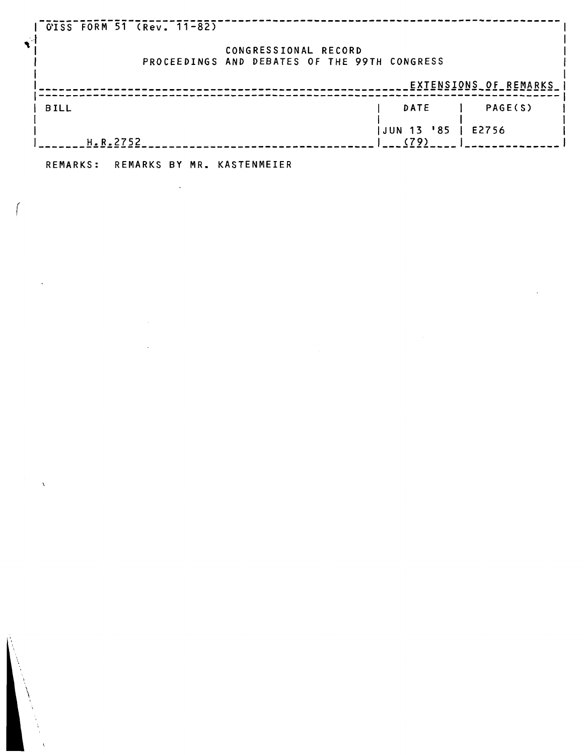OISS FORM 51 (Rev. 11-82)

CONGRESSIONAL RECORD
PROCEEDINGS AND DEBATES OF THE 99TH CONGRESS

EXTENSIONS OF REMARKS

| BILL | DATE | PAGE(S) |
|---|---|---|
| H.R.2752 | JUN 13 '85 (79) | E2756 |

REMARKS: REMARKS BY MR. KASTENMEIER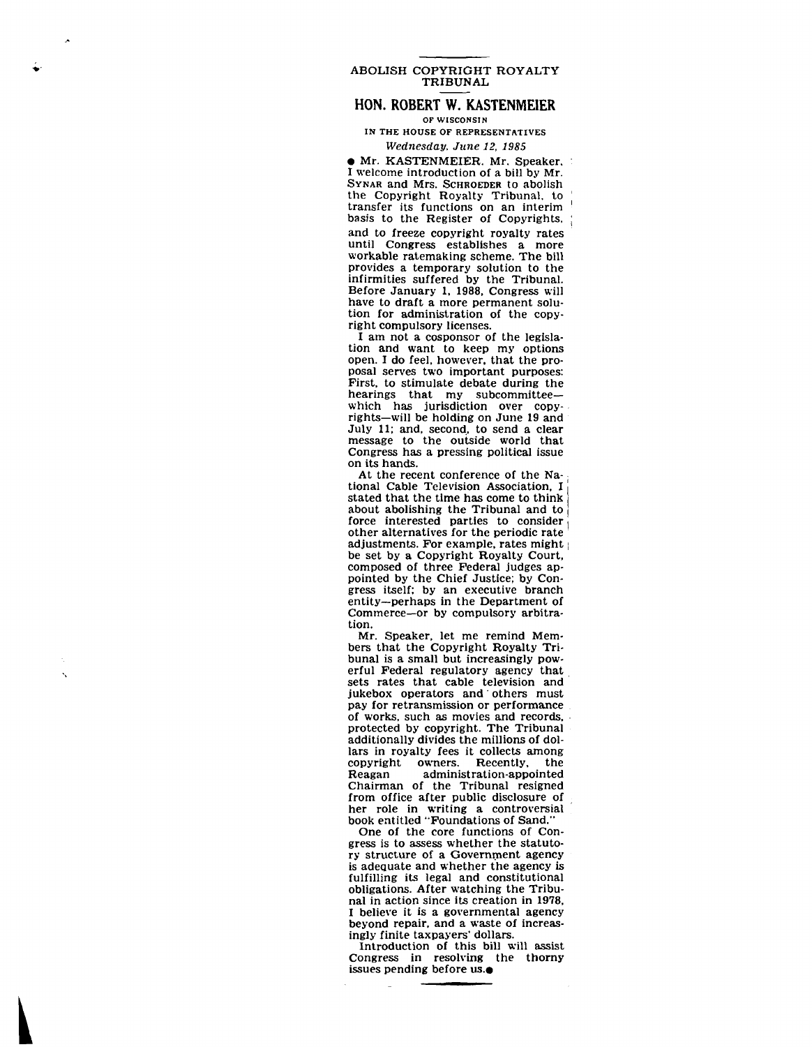## ABOLISH COPYRIGHT ROYALTY TRIBUNAL

### HON. ROBERT W. KASTENMEIER

OF WISCONSIN

IN THE HOUSE OF REPRESENTATIVES

*Wednesday, June 12, 1985*

● Mr. KASTENMEIER. Mr. Speaker, I welcome introduction of a bill by Mr. SYNAR and Mrs. SCHROEDER to abolish the Copyright Royalty Tribunal, to transfer its functions on an interim basis to the Register of Copyrights, and to freeze copyright royalty rates until Congress establishes a more workable ratemaking scheme. The bill provides a temporary solution to the infirmities suffered by the Tribunal. Before January 1, 1988, Congress will have to draft a more permanent solution for administration of the copyright compulsory licenses.

I am not a cosponsor of the legislation and want to keep my options open. I do feel, however, that the proposal serves two important purposes: First, to stimulate debate during the hearings that my subcommittee—which has jurisdiction over copyrights—will be holding on June 19 and July 11; and, second, to send a clear message to the outside world that Congress has a pressing political issue on its hands.

At the recent conference of the National Cable Television Association, I stated that the time has come to think about abolishing the Tribunal and to force interested parties to consider other alternatives for the periodic rate adjustments. For example, rates might be set by a Copyright Royalty Court, composed of three Federal judges appointed by the Chief Justice; by Congress itself; by an executive branch entity—perhaps in the Department of Commerce—or by compulsory arbitration.

Mr. Speaker, let me remind Members that the Copyright Royalty Tribunal is a small but increasingly powerful Federal regulatory agency that sets rates that cable television and jukebox operators and others must pay for retransmission or performance of works, such as movies and records, protected by copyright. The Tribunal additionally divides the millions of dollars in royalty fees it collects among copyright owners. Recently, the Reagan administration-appointed Chairman of the Tribunal resigned from office after public disclosure of her role in writing a controversial book entitled "Foundations of Sand."

One of the core functions of Congress is to assess whether the statutory structure of a Government agency is adequate and whether the agency is fulfilling its legal and constitutional obligations. After watching the Tribunal in action since its creation in 1978, I believe it is a governmental agency beyond repair, and a waste of increasingly finite taxpayers' dollars.

Introduction of this bill will assist Congress in resolving the thorny issues pending before us.●